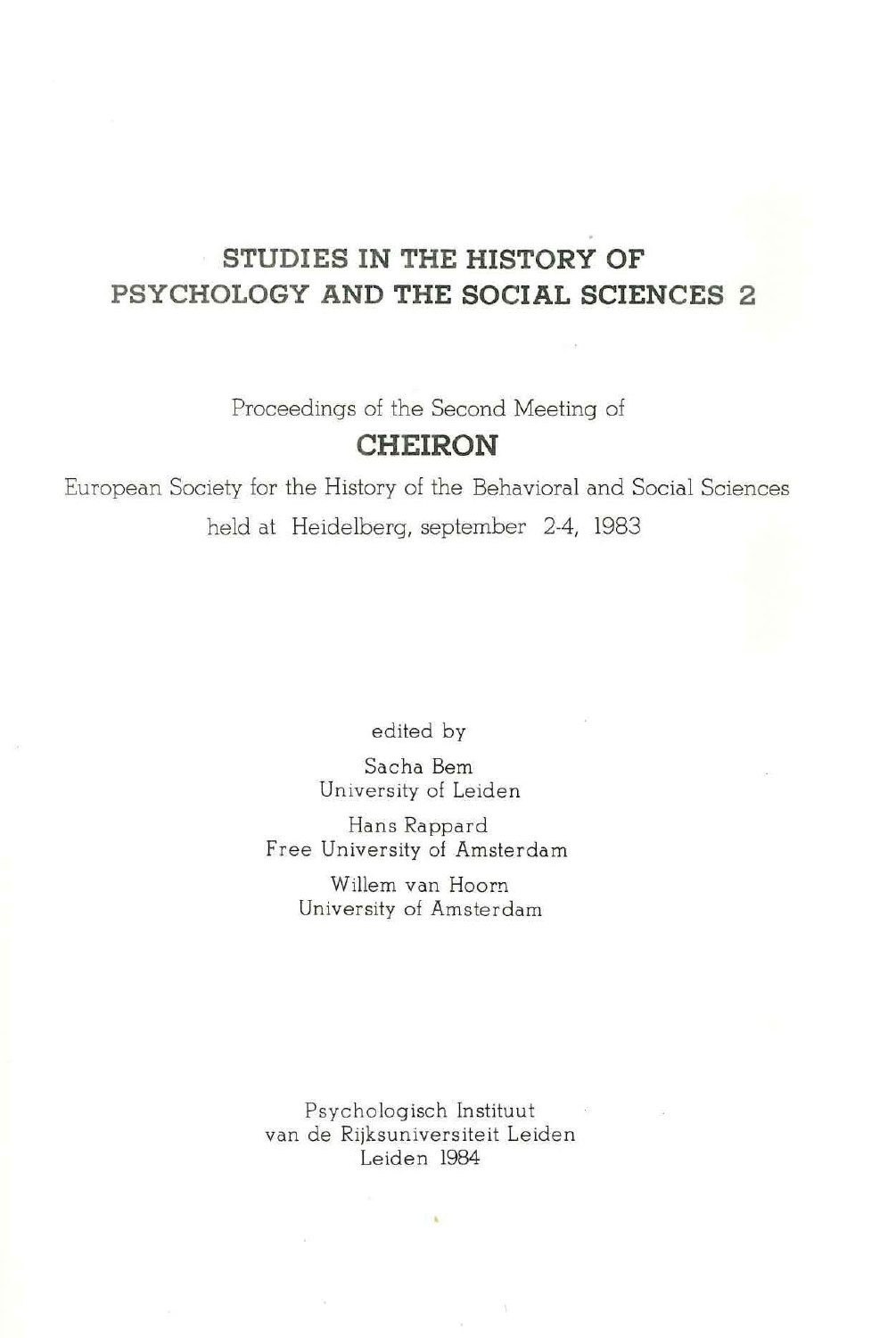# STUDIES IN THE HISTORY OF PSYCHOLOGY AND THE SOCIAL SCIENCES 2

Proceedings of the Second Meeting of

## CHEIRON

European Society for the History of the Behavioral and Social Sciences

held at Heidelberg, september 2-4, 1983

edited by

Sacha Bem
University of Leiden

Hans Rappard
Free University of Amsterdam

Willem van Hoorn
University of Amsterdam

Psychologisch Instituut
van de Rijksuniversiteit Leiden
Leiden 1984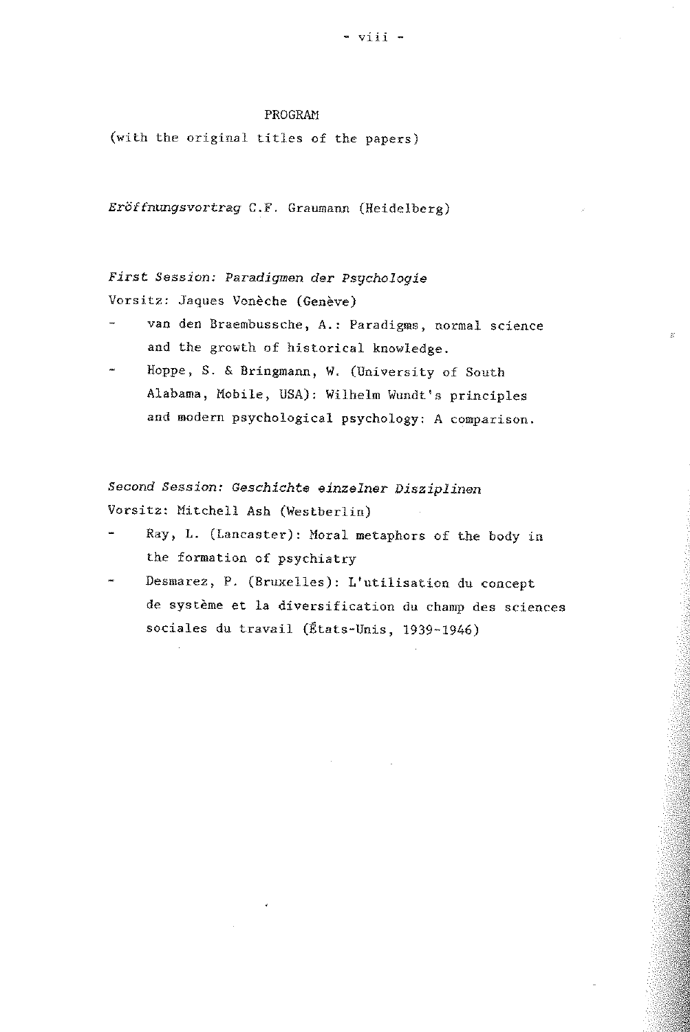# PROGRAM

(with the original titles of the papers)

*Eröffnungsvortrag* C.F. Graumann (Heidelberg)

*First Session: Paradigmen der Psychologie*

Vorsitz: Jaques Vonèche (Genève)

- van den Braembussche, A.: Paradigms, normal science and the growth of historical knowledge.
- Hoppe, S. & Bringmann, W. (University of South Alabama, Mobile, USA): Wilhelm Wundt's principles and modern psychological psychology: A comparison.

*Second Session: Geschichte einzelner Disziplinen*

Vorsitz: Mitchell Ash (Westberlin)

- Ray, L. (Lancaster): Moral metaphors of the body in the formation of psychiatry
- Desmarez, P. (Bruxelles): L'utilisation du concept de système et la diversification du champ des sciences sociales du travail (États-Unis, 1939-1946)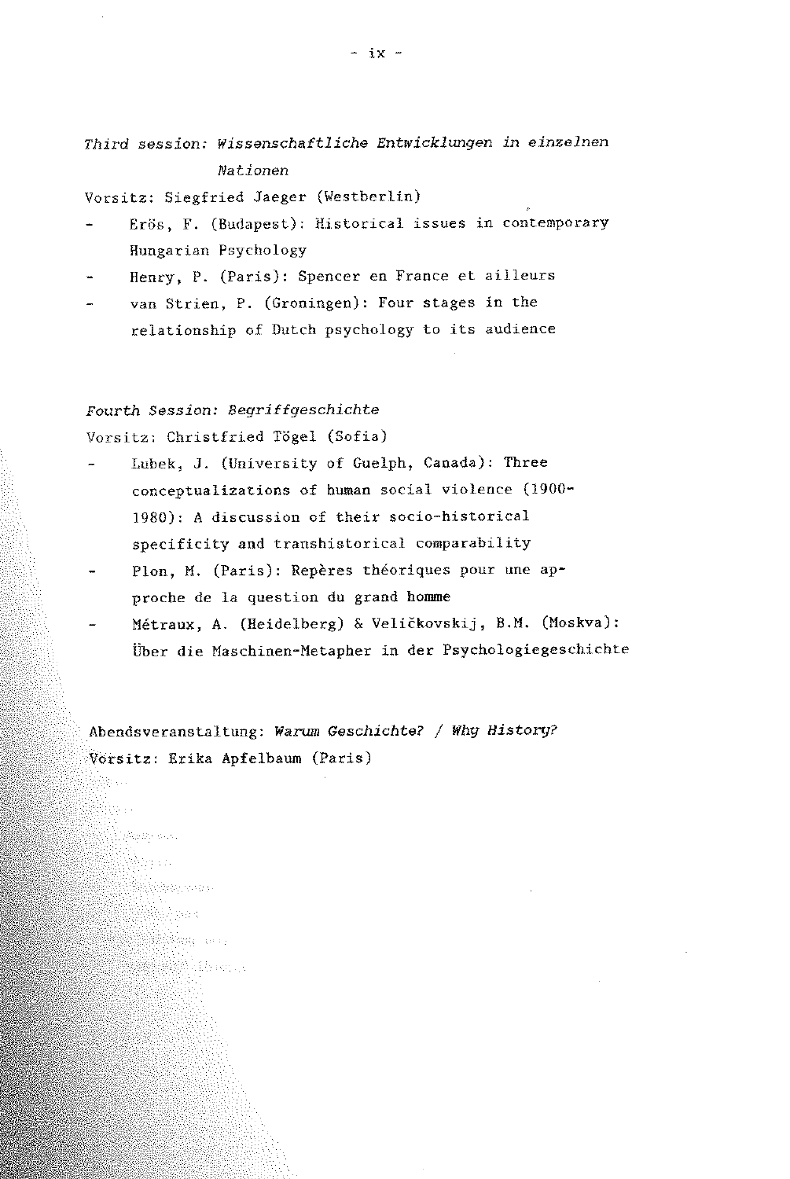*Third session: Wissenschaftliche Entwicklungen in einzelnen Nationen*

Vorsitz: Siegfried Jaeger (Westberlin)

- Erös, F. (Budapest): Historical issues in contemporary Hungarian Psychology
- Henry, P. (Paris): Spencer en France et ailleurs
- van Strien, P. (Groningen): Four stages in the relationship of Dutch psychology to its audience

*Fourth Session: Begriffgeschichte*

Vorsitz: Christfried Tögel (Sofia)

- Lubek, J. (University of Guelph, Canada): Three conceptualizations of human social violence (1900-1980): A discussion of their socio-historical specificity and transhistorical comparability
- Plon, M. (Paris): Repères théoriques pour une approche de la question du grand homme
- Métraux, A. (Heidelberg) & Veličkovskij, B.M. (Moskva): Über die Maschinen-Metapher in der Psychologiegeschichte

Abendsveranstaltung: *Warum Geschichte? / Why History?*

Vorsitz: Erika Apfelbaum (Paris)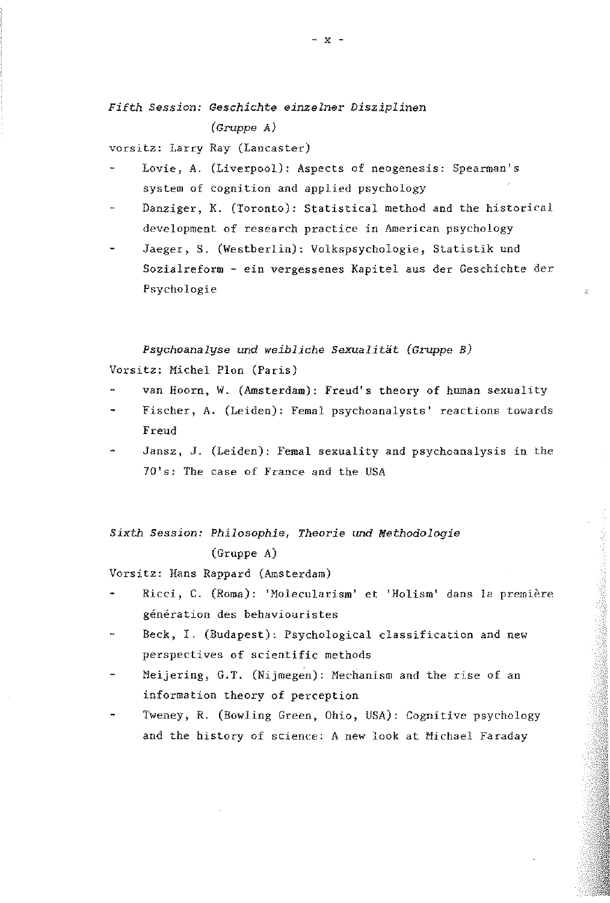*Fifth Session: Geschichte einzelner Disziplinen*
*(Gruppe A)*

vorsitz: Larry Ray (Lancaster)

- Lovie, A. (Liverpool): Aspects of neogenesis: Spearman's system of cognition and applied psychology
- Danziger, K. (Toronto): Statistical method and the historical development of research practice in American psychology
- Jaeger, S. (Westberlin): Volkspsychologie, Statistik und Sozialreform - ein vergessenes Kapitel aus der Geschichte der Psychologie

*Psychoanalyse und weibliche Sexualität (Gruppe B)*

Vorsitz: Michel Plon (Paris)

- van Hoorn, W. (Amsterdam): Freud's theory of human sexuality
- Fischer, A. (Leiden): Femal psychoanalysts' reactions towards Freud
- Jansz, J. (Leiden): Femal sexuality and psychoanalysis in the 70's: The case of France and the USA

*Sixth Session: Philosophie, Theorie und Methodologie*
(Gruppe A)

Vorsitz: Hans Rappard (Amsterdam)

- Ricci, C. (Roma): 'Molecularism' et 'Holism' dans la première génération des behaviouristes
- Beck, I. (Budapest): Psychological classification and new perspectives of scientific methods
- Meijering, G.T. (Nijmegen): Mechanism and the rise of an information theory of perception
- Tweney, R. (Bowling Green, Ohio, USA): Cognitive psychology and the history of science: A new look at Michael Faraday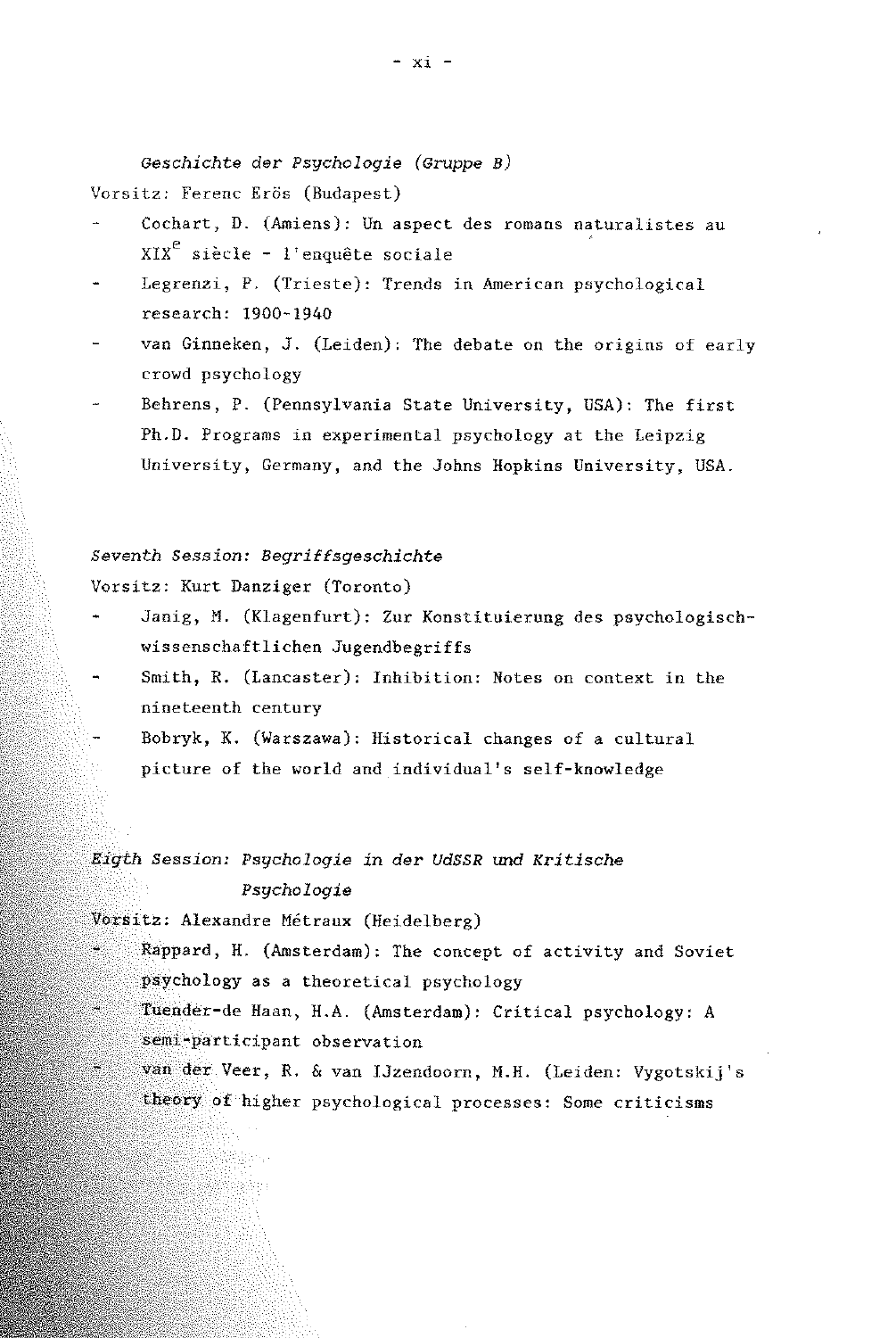*Geschichte der Psychologie (Gruppe B)*

Vorsitz: Ferenc Erös (Budapest)

- Cochart, D. (Amiens): Un aspect des romans naturalistes au XIX$^{e}$ siècle - l'enquête sociale
- Legrenzi, P. (Trieste): Trends in American psychological research: 1900-1940
- van Ginneken, J. (Leiden): The debate on the origins of early crowd psychology
- Behrens, P. (Pennsylvania State University, USA): The first Ph.D. Programs in experimental psychology at the Leipzig University, Germany, and the Johns Hopkins University, USA.

*Seventh Session: Begriffsgeschichte*

Vorsitz: Kurt Danziger (Toronto)

- Janig, M. (Klagenfurt): Zur Konstituierung des psychologisch-wissenschaftlichen Jugendbegriffs
- Smith, R. (Lancaster): Inhibition: Notes on context in the nineteenth century
- Bobryk, K. (Warszawa): Historical changes of a cultural picture of the world and individual's self-knowledge

*Eigth Session: Psychologie in der UdSSR und Kritische Psychologie*

Vorsitz: Alexandre Métraux (Heidelberg)

- Rappard, H. (Amsterdam): The concept of activity and Soviet psychology as a theoretical psychology
- Tuender-de Haan, H.A. (Amsterdam): Critical psychology: A semi-participant observation
- van der Veer, R. & van IJzendoorn, M.H. (Leiden: Vygotskij's theory of higher psychological processes: Some criticisms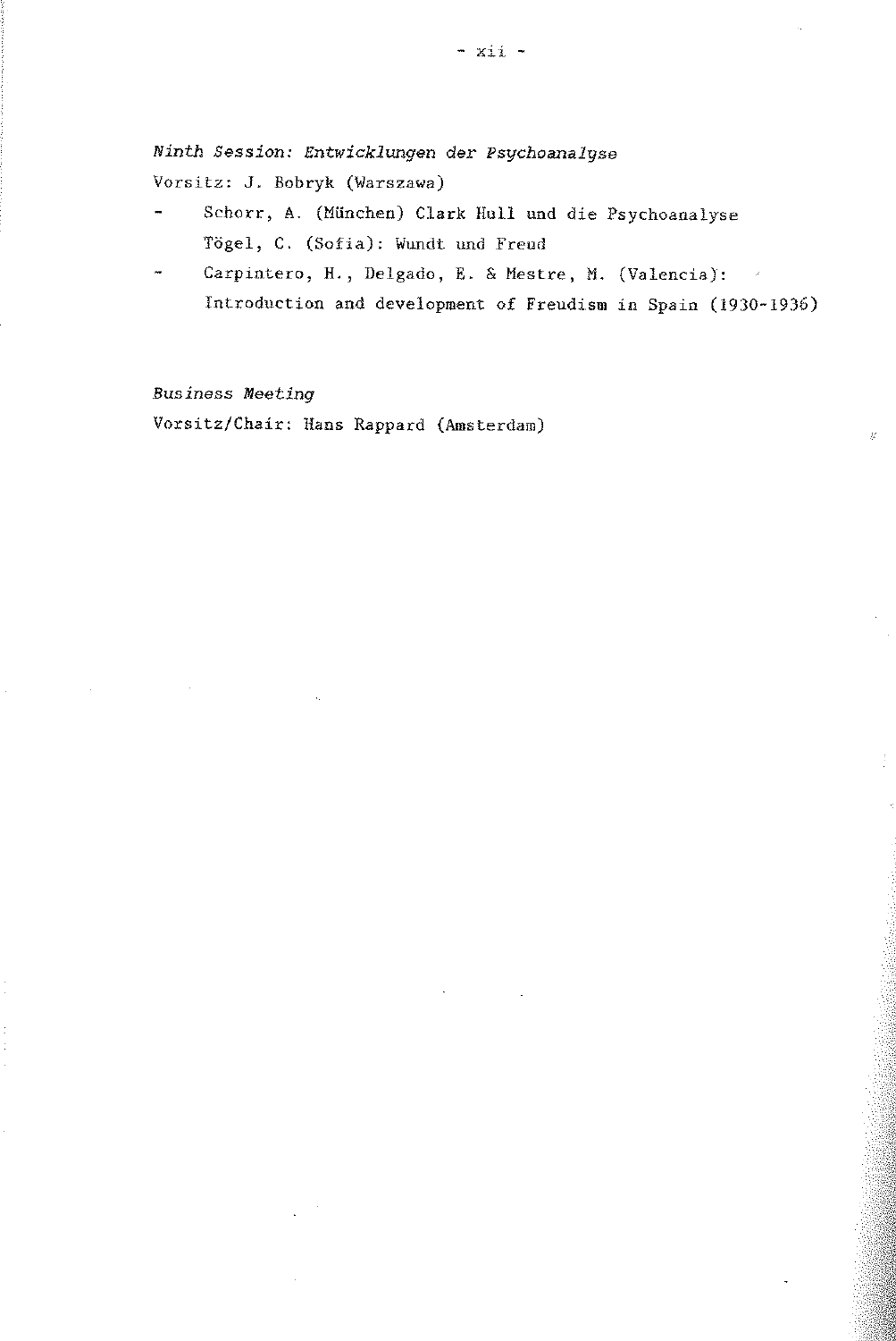*Ninth Session: Entwicklungen der Psychoanalyse*

Vorsitz: J. Bobryk (Warszawa)

- Schorr, A. (München) Clark Hull und die Psychoanalyse

  Tögel, C. (Sofia): Wundt und Freud
- Carpintero, H., Delgado, E. & Mestre, M. (Valencia): Introduction and development of Freudism in Spain (1930-1936)

*Business Meeting*

Vorsitz/Chair: Hans Rappard (Amsterdam)